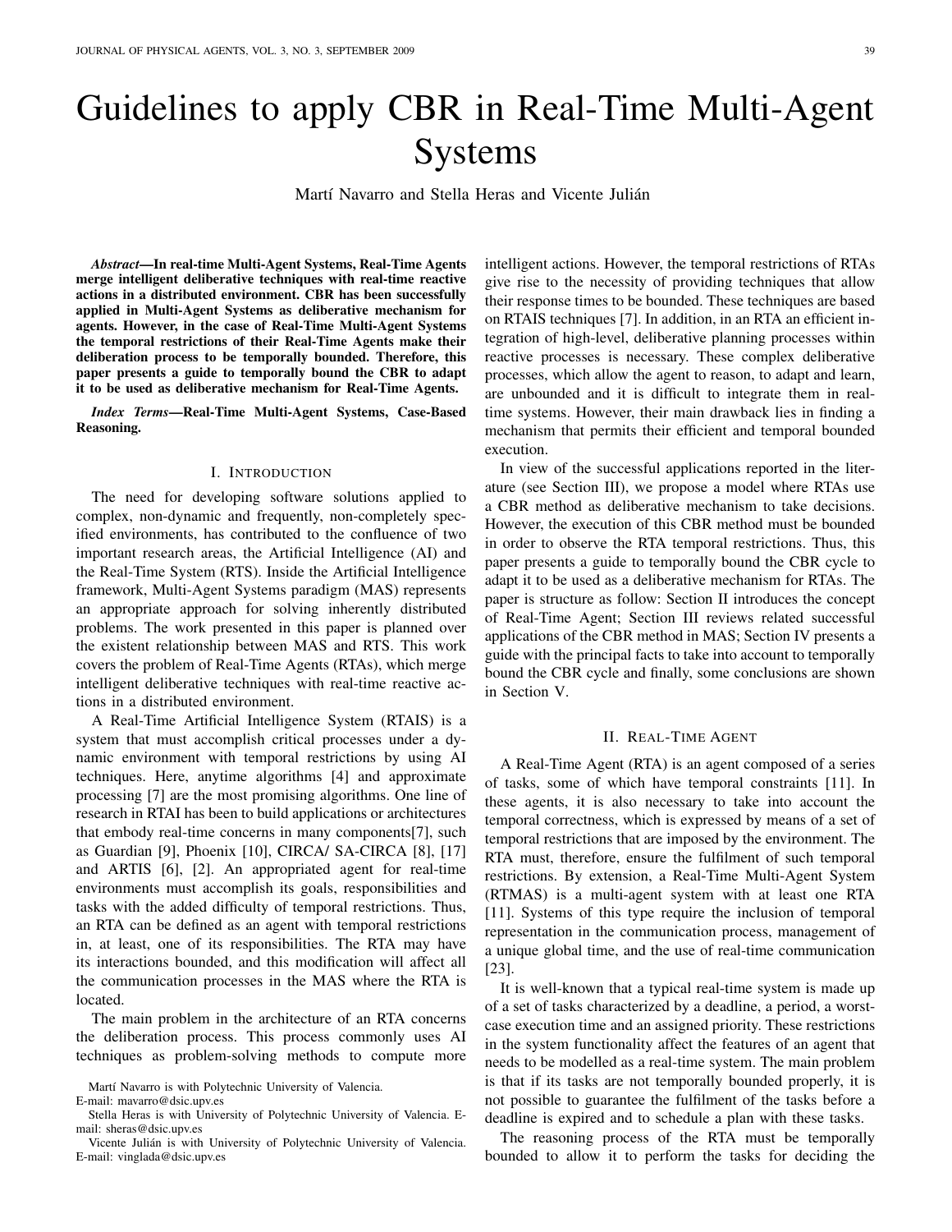# Guidelines to apply CBR in Real-Time Multi-Agent Systems

Martí Navarro and Stella Heras and Vicente Julián

***Abstract*—In real-time Multi-Agent Systems, Real-Time Agents merge intelligent deliberative techniques with real-time reactive actions in a distributed environment. CBR has been successfully applied in Multi-Agent Systems as deliberative mechanism for agents. However, in the case of Real-Time Multi-Agent Systems the temporal restrictions of their Real-Time Agents make their deliberation process to be temporally bounded. Therefore, this paper presents a guide to temporally bound the CBR to adapt it to be used as deliberative mechanism for Real-Time Agents.**

***Index Terms*—Real-Time Multi-Agent Systems, Case-Based Reasoning.**

## I. Introduction

The need for developing software solutions applied to complex, non-dynamic and frequently, non-completely specified environments, has contributed to the confluence of two important research areas, the Artificial Intelligence (AI) and the Real-Time System (RTS). Inside the Artificial Intelligence framework, Multi-Agent Systems paradigm (MAS) represents an appropriate approach for solving inherently distributed problems. The work presented in this paper is planned over the existent relationship between MAS and RTS. This work covers the problem of Real-Time Agents (RTAs), which merge intelligent deliberative techniques with real-time reactive actions in a distributed environment.

A Real-Time Artificial Intelligence System (RTAIS) is a system that must accomplish critical processes under a dynamic environment with temporal restrictions by using AI techniques. Here, anytime algorithms [4] and approximate processing [7] are the most promising algorithms. One line of research in RTAI has been to build applications or architectures that embody real-time concerns in many components[7], such as Guardian [9], Phoenix [10], CIRCA/ SA-CIRCA [8], [17] and ARTIS [6], [2]. An appropriated agent for real-time environments must accomplish its goals, responsibilities and tasks with the added difficulty of temporal restrictions. Thus, an RTA can be defined as an agent with temporal restrictions in, at least, one of its responsibilities. The RTA may have its interactions bounded, and this modification will affect all the communication processes in the MAS where the RTA is located.

The main problem in the architecture of an RTA concerns the deliberation process. This process commonly uses AI techniques as problem-solving methods to compute more intelligent actions. However, the temporal restrictions of RTAs give rise to the necessity of providing techniques that allow their response times to be bounded. These techniques are based on RTAIS techniques [7]. In addition, in an RTA an efficient integration of high-level, deliberative planning processes within reactive processes is necessary. These complex deliberative processes, which allow the agent to reason, to adapt and learn, are unbounded and it is difficult to integrate them in real-time systems. However, their main drawback lies in finding a mechanism that permits their efficient and temporal bounded execution.

In view of the successful applications reported in the literature (see Section III), we propose a model where RTAs use a CBR method as deliberative mechanism to take decisions. However, the execution of this CBR method must be bounded in order to observe the RTA temporal restrictions. Thus, this paper presents a guide to temporally bound the CBR cycle to adapt it to be used as a deliberative mechanism for RTAs. The paper is structure as follow: Section II introduces the concept of Real-Time Agent; Section III reviews related successful applications of the CBR method in MAS; Section IV presents a guide with the principal facts to take into account to temporally bound the CBR cycle and finally, some conclusions are shown in Section V.

## II. Real-Time Agent

A Real-Time Agent (RTA) is an agent composed of a series of tasks, some of which have temporal constraints [11]. In these agents, it is also necessary to take into account the temporal correctness, which is expressed by means of a set of temporal restrictions that are imposed by the environment. The RTA must, therefore, ensure the fulfilment of such temporal restrictions. By extension, a Real-Time Multi-Agent System (RTMAS) is a multi-agent system with at least one RTA [11]. Systems of this type require the inclusion of temporal representation in the communication process, management of a unique global time, and the use of real-time communication [23].

It is well-known that a typical real-time system is made up of a set of tasks characterized by a deadline, a period, a worst-case execution time and an assigned priority. These restrictions in the system functionality affect the features of an agent that needs to be modelled as a real-time system. The main problem is that if its tasks are not temporally bounded properly, it is not possible to guarantee the fulfilment of the tasks before a deadline is expired and to schedule a plan with these tasks.

The reasoning process of the RTA must be temporally bounded to allow it to perform the tasks for deciding the

Martí Navarro is with Polytechnic University of Valencia.
E-mail: mavarro@dsic.upv.es

Stella Heras is with University of Polytechnic University of Valencia. E-mail: sheras@dsic.upv.es

Vicente Julián is with University of Polytechnic University of Valencia. E-mail: vinglada@dsic.upv.es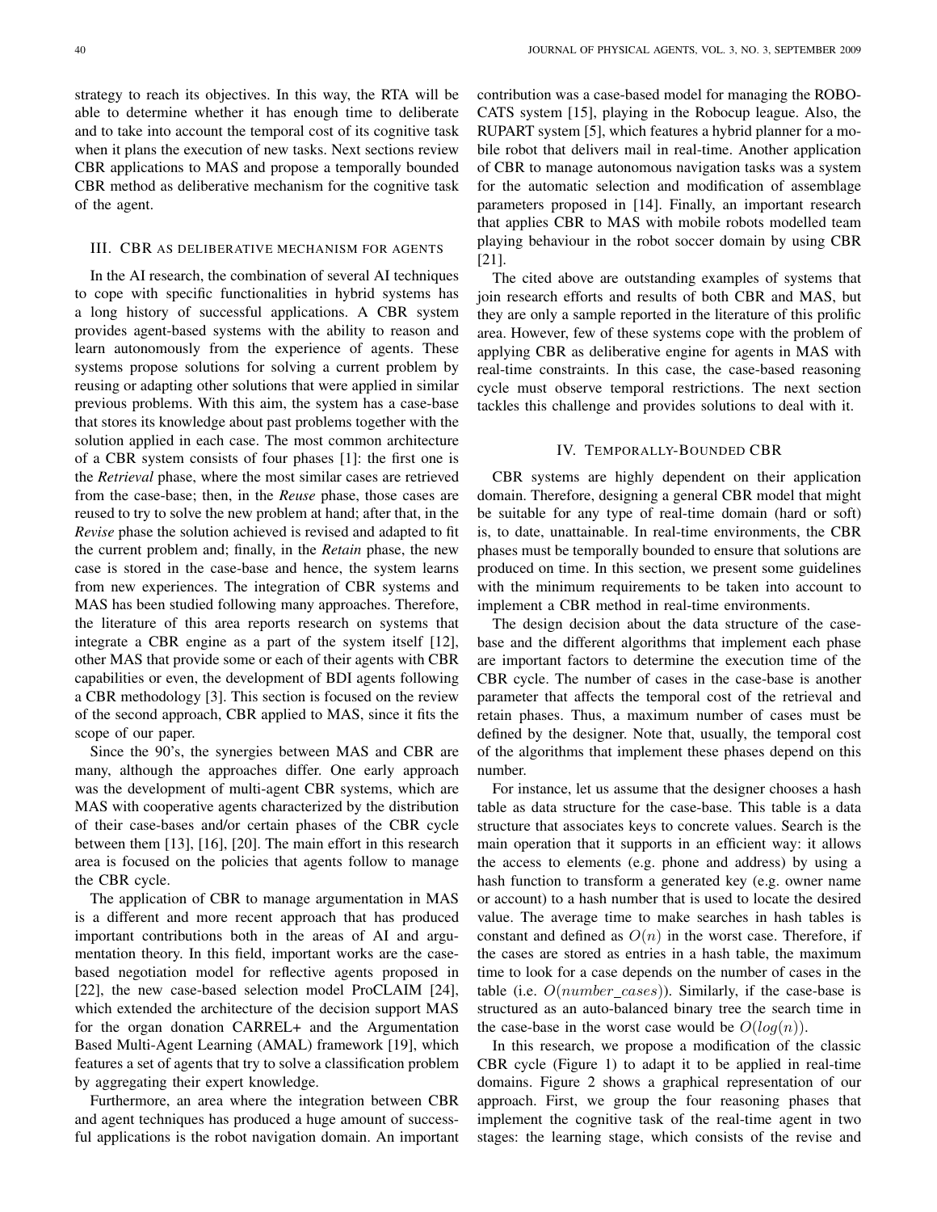strategy to reach its objectives. In this way, the RTA will be able to determine whether it has enough time to deliberate and to take into account the temporal cost of its cognitive task when it plans the execution of new tasks. Next sections review CBR applications to MAS and propose a temporally bounded CBR method as deliberative mechanism for the cognitive task of the agent.

## III. CBR AS DELIBERATIVE MECHANISM FOR AGENTS

In the AI research, the combination of several AI techniques to cope with specific functionalities in hybrid systems has a long history of successful applications. A CBR system provides agent-based systems with the ability to reason and learn autonomously from the experience of agents. These systems propose solutions for solving a current problem by reusing or adapting other solutions that were applied in similar previous problems. With this aim, the system has a case-base that stores its knowledge about past problems together with the solution applied in each case. The most common architecture of a CBR system consists of four phases [1]: the first one is the *Retrieval* phase, where the most similar cases are retrieved from the case-base; then, in the *Reuse* phase, those cases are reused to try to solve the new problem at hand; after that, in the *Revise* phase the solution achieved is revised and adapted to fit the current problem and; finally, in the *Retain* phase, the new case is stored in the case-base and hence, the system learns from new experiences. The integration of CBR systems and MAS has been studied following many approaches. Therefore, the literature of this area reports research on systems that integrate a CBR engine as a part of the system itself [12], other MAS that provide some or each of their agents with CBR capabilities or even, the development of BDI agents following a CBR methodology [3]. This section is focused on the review of the second approach, CBR applied to MAS, since it fits the scope of our paper.

Since the 90's, the synergies between MAS and CBR are many, although the approaches differ. One early approach was the development of multi-agent CBR systems, which are MAS with cooperative agents characterized by the distribution of their case-bases and/or certain phases of the CBR cycle between them [13], [16], [20]. The main effort in this research area is focused on the policies that agents follow to manage the CBR cycle.

The application of CBR to manage argumentation in MAS is a different and more recent approach that has produced important contributions both in the areas of AI and argumentation theory. In this field, important works are the case-based negotiation model for reflective agents proposed in [22], the new case-based selection model ProCLAIM [24], which extended the architecture of the decision support MAS for the organ donation CARREL+ and the Argumentation Based Multi-Agent Learning (AMAL) framework [19], which features a set of agents that try to solve a classification problem by aggregating their expert knowledge.

Furthermore, an area where the integration between CBR and agent techniques has produced a huge amount of successful applications is the robot navigation domain. An important contribution was a case-based model for managing the ROBOCATS system [15], playing in the Robocup league. Also, the RUPART system [5], which features a hybrid planner for a mobile robot that delivers mail in real-time. Another application of CBR to manage autonomous navigation tasks was a system for the automatic selection and modification of assemblage parameters proposed in [14]. Finally, an important research that applies CBR to MAS with mobile robots modelled team playing behaviour in the robot soccer domain by using CBR [21].

The cited above are outstanding examples of systems that join research efforts and results of both CBR and MAS, but they are only a sample reported in the literature of this prolific area. However, few of these systems cope with the problem of applying CBR as deliberative engine for agents in MAS with real-time constraints. In this case, the case-based reasoning cycle must observe temporal restrictions. The next section tackles this challenge and provides solutions to deal with it.

## IV. TEMPORALLY-BOUNDED CBR

CBR systems are highly dependent on their application domain. Therefore, designing a general CBR model that might be suitable for any type of real-time domain (hard or soft) is, to date, unattainable. In real-time environments, the CBR phases must be temporally bounded to ensure that solutions are produced on time. In this section, we present some guidelines with the minimum requirements to be taken into account to implement a CBR method in real-time environments.

The design decision about the data structure of the case-base and the different algorithms that implement each phase are important factors to determine the execution time of the CBR cycle. The number of cases in the case-base is another parameter that affects the temporal cost of the retrieval and retain phases. Thus, a maximum number of cases must be defined by the designer. Note that, usually, the temporal cost of the algorithms that implement these phases depend on this number.

For instance, let us assume that the designer chooses a hash table as data structure for the case-base. This table is a data structure that associates keys to concrete values. Search is the main operation that it supports in an efficient way: it allows the access to elements (e.g. phone and address) by using a hash function to transform a generated key (e.g. owner name or account) to a hash number that is used to locate the desired value. The average time to make searches in hash tables is constant and defined as $O(n)$ in the worst case. Therefore, if the cases are stored as entries in a hash table, the maximum time to look for a case depends on the number of cases in the table (i.e. $O(number\_cases)$). Similarly, if the case-base is structured as an auto-balanced binary tree the search time in the case-base in the worst case would be $O(log(n))$.

In this research, we propose a modification of the classic CBR cycle (Figure 1) to adapt it to be applied in real-time domains. Figure 2 shows a graphical representation of our approach. First, we group the four reasoning phases that implement the cognitive task of the real-time agent in two stages: the learning stage, which consists of the revise and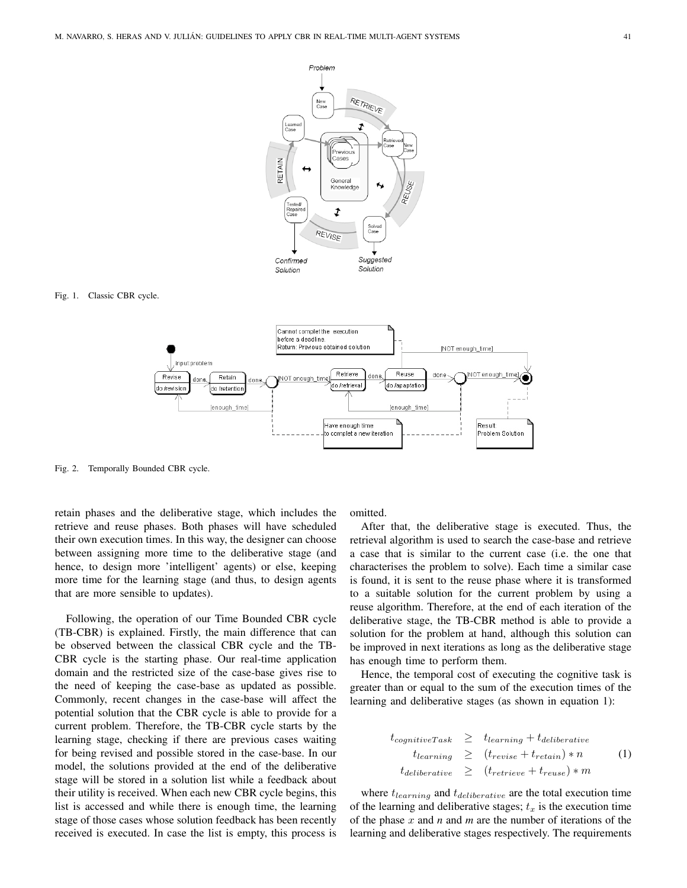Fig. 1. Classic CBR cycle.

Fig. 2. Temporally Bounded CBR cycle.

retain phases and the deliberative stage, which includes the retrieve and reuse phases. Both phases will have scheduled their own execution times. In this way, the designer can choose between assigning more time to the deliberative stage (and hence, to design more 'intelligent' agents) or else, keeping more time for the learning stage (and thus, to design agents that are more sensible to updates).

Following, the operation of our Time Bounded CBR cycle (TB-CBR) is explained. Firstly, the main difference that can be observed between the classical CBR cycle and the TB-CBR cycle is the starting phase. Our real-time application domain and the restricted size of the case-base gives rise to the need of keeping the case-base as updated as possible. Commonly, recent changes in the case-base will affect the potential solution that the CBR cycle is able to provide for a current problem. Therefore, the TB-CBR cycle starts by the learning stage, checking if there are previous cases waiting for being revised and possible stored in the case-base. In our model, the solutions provided at the end of the deliberative stage will be stored in a solution list while a feedback about their utility is received. When each new CBR cycle begins, this list is accessed and while there is enough time, the learning stage of those cases whose solution feedback has been recently received is executed. In case the list is empty, this process is omitted.

After that, the deliberative stage is executed. Thus, the retrieval algorithm is used to search the case-base and retrieve a case that is similar to the current case (i.e. the one that characterises the problem to solve). Each time a similar case is found, it is sent to the reuse phase where it is transformed to a suitable solution for the current problem by using a reuse algorithm. Therefore, at the end of each iteration of the deliberative stage, the TB-CBR method is able to provide a solution for the problem at hand, although this solution can be improved in next iterations as long as the deliberative stage has enough time to perform them.

Hence, the temporal cost of executing the cognitive task is greater than or equal to the sum of the execution times of the learning and deliberative stages (as shown in equation 1):

$$
\begin{aligned}
t_{cognitiveTask} &\geq t_{learning} + t_{deliberative} \\
t_{learning} &\geq (t_{revise} + t_{retain}) * n \\
t_{deliberative} &\geq (t_{retrieve} + t_{reuse}) * m
\end{aligned}
\tag{1}
$$

where $t_{learning}$ and $t_{deliberative}$ are the total execution time of the learning and deliberative stages; $t_x$ is the execution time of the phase $x$ and *n* and *m* are the number of iterations of the learning and deliberative stages respectively. The requirements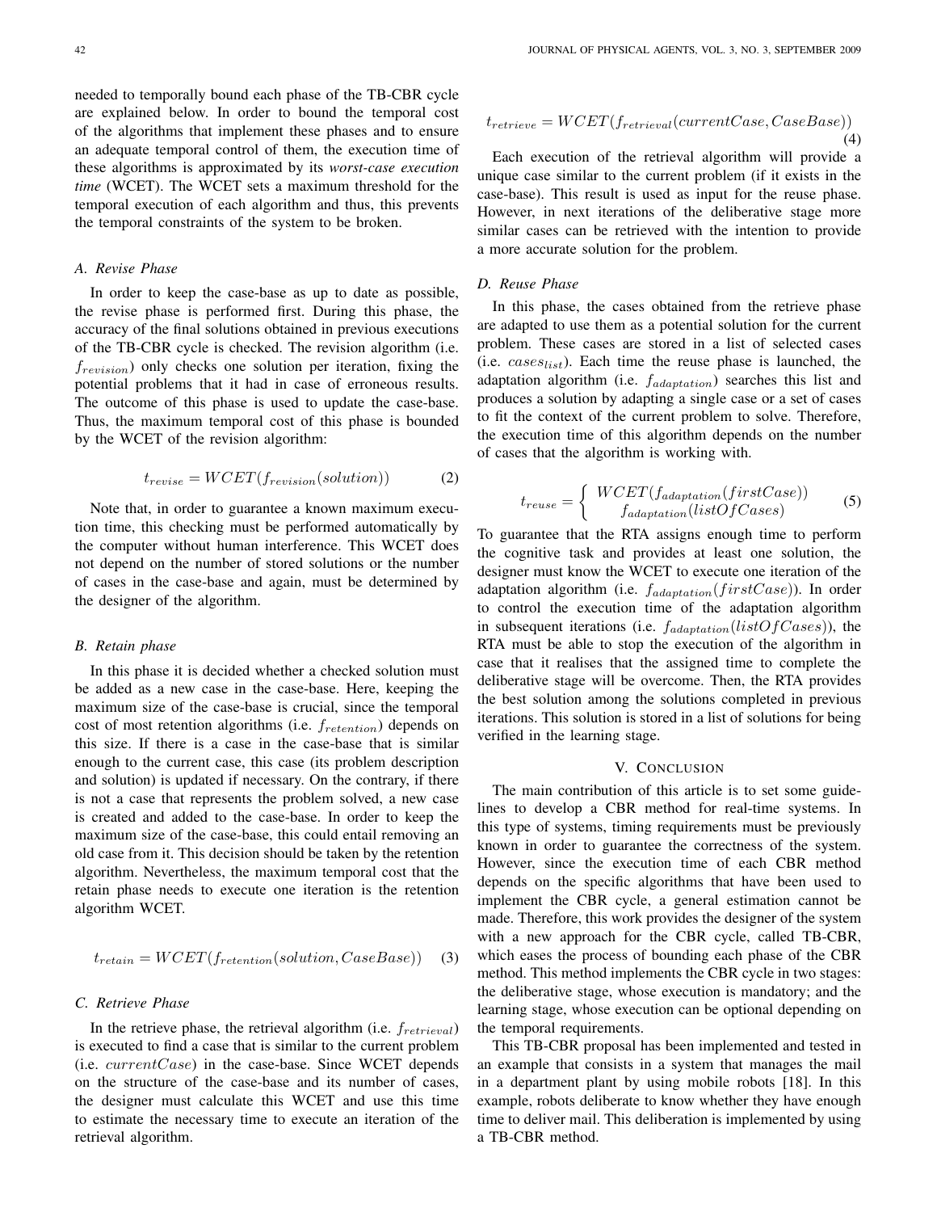needed to temporally bound each phase of the TB-CBR cycle are explained below. In order to bound the temporal cost of the algorithms that implement these phases and to ensure an adequate temporal control of them, the execution time of these algorithms is approximated by its *worst-case execution time* (WCET). The WCET sets a maximum threshold for the temporal execution of each algorithm and thus, this prevents the temporal constraints of the system to be broken.

### A. Revise Phase

In order to keep the case-base as up to date as possible, the revise phase is performed first. During this phase, the accuracy of the final solutions obtained in previous executions of the TB-CBR cycle is checked. The revision algorithm (i.e. $f_{revision}$) only checks one solution per iteration, fixing the potential problems that it had in case of erroneous results. The outcome of this phase is used to update the case-base. Thus, the maximum temporal cost of this phase is bounded by the WCET of the revision algorithm:

$$t_{revise} = WCET(f_{revision}(solution)) \tag{2}$$

Note that, in order to guarantee a known maximum execution time, this checking must be performed automatically by the computer without human interference. This WCET does not depend on the number of stored solutions or the number of cases in the case-base and again, must be determined by the designer of the algorithm.

### B. Retain phase

In this phase it is decided whether a checked solution must be added as a new case in the case-base. Here, keeping the maximum size of the case-base is crucial, since the temporal cost of most retention algorithms (i.e. $f_{retention}$) depends on this size. If there is a case in the case-base that is similar enough to the current case, this case (its problem description and solution) is updated if necessary. On the contrary, if there is not a case that represents the problem solved, a new case is created and added to the case-base. In order to keep the maximum size of the case-base, this could entail removing an old case from it. This decision should be taken by the retention algorithm. Nevertheless, the maximum temporal cost that the retain phase needs to execute one iteration is the retention algorithm WCET.

$$t_{retain} = WCET(f_{retention}(solution, CaseBase)) \tag{3}$$

### C. Retrieve Phase

In the retrieve phase, the retrieval algorithm (i.e. $f_{retrieval}$) is executed to find a case that is similar to the current problem (i.e. $currentCase$) in the case-base. Since WCET depends on the structure of the case-base and its number of cases, the designer must calculate this WCET and use this time to estimate the necessary time to execute an iteration of the retrieval algorithm.

$$t_{retrieve} = WCET(f_{retrieval}(currentCase, CaseBase)) \tag{4}$$

Each execution of the retrieval algorithm will provide a unique case similar to the current problem (if it exists in the case-base). This result is used as input for the reuse phase. However, in next iterations of the deliberative stage more similar cases can be retrieved with the intention to provide a more accurate solution for the problem.

### D. Reuse Phase

In this phase, the cases obtained from the retrieve phase are adapted to use them as a potential solution for the current problem. These cases are stored in a list of selected cases (i.e. $cases_{list}$). Each time the reuse phase is launched, the adaptation algorithm (i.e. $f_{adaptation}$) searches this list and produces a solution by adapting a single case or a set of cases to fit the context of the current problem to solve. Therefore, the execution time of this algorithm depends on the number of cases that the algorithm is working with.

$$t_{reuse} = \begin{cases} WCET(f_{adaptation}(firstCase)) \\ f_{adaptation}(listOfCases) \end{cases} \tag{5}$$

To guarantee that the RTA assigns enough time to perform the cognitive task and provides at least one solution, the designer must know the WCET to execute one iteration of the adaptation algorithm (i.e. $f_{adaptation}(firstCase)$). In order to control the execution time of the adaptation algorithm in subsequent iterations (i.e. $f_{adaptation}(listOfCases)$), the RTA must be able to stop the execution of the algorithm in case that it realises that the assigned time to complete the deliberative stage will be overcome. Then, the RTA provides the best solution among the solutions completed in previous iterations. This solution is stored in a list of solutions for being verified in the learning stage.

## V. Conclusion

The main contribution of this article is to set some guidelines to develop a CBR method for real-time systems. In this type of systems, timing requirements must be previously known in order to guarantee the correctness of the system. However, since the execution time of each CBR method depends on the specific algorithms that have been used to implement the CBR cycle, a general estimation cannot be made. Therefore, this work provides the designer of the system with a new approach for the CBR cycle, called TB-CBR, which eases the process of bounding each phase of the CBR method. This method implements the CBR cycle in two stages: the deliberative stage, whose execution is mandatory; and the learning stage, whose execution can be optional depending on the temporal requirements.

This TB-CBR proposal has been implemented and tested in an example that consists in a system that manages the mail in a department plant by using mobile robots [18]. In this example, robots deliberate to know whether they have enough time to deliver mail. This deliberation is implemented by using a TB-CBR method.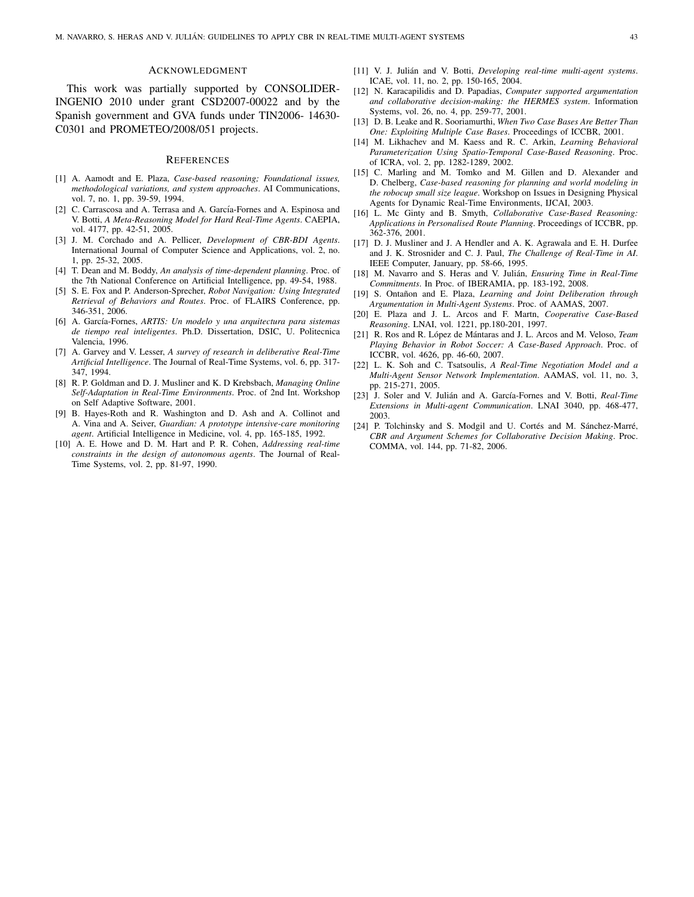## ACKNOWLEDGMENT

This work was partially supported by CONSOLIDER-INGENIO 2010 under grant CSD2007-00022 and by the Spanish government and GVA funds under TIN2006- 14630-C0301 and PROMETEO/2008/051 projects.

## REFERENCES

[1] A. Aamodt and E. Plaza, *Case-based reasoning; Foundational issues, methodological variations, and system approaches*. AI Communications, vol. 7, no. 1, pp. 39-59, 1994.

[2] C. Carrascosa and A. Terrasa and A. García-Fornes and A. Espinosa and V. Botti, *A Meta-Reasoning Model for Hard Real-Time Agents*. CAEPIA, vol. 4177, pp. 42-51, 2005.

[3] J. M. Corchado and A. Pellicer, *Development of CBR-BDI Agents*. International Journal of Computer Science and Applications, vol. 2, no. 1, pp. 25-32, 2005.

[4] T. Dean and M. Boddy, *An analysis of time-dependent planning*. Proc. of the 7th National Conference on Artificial Intelligence, pp. 49-54, 1988.

[5] S. E. Fox and P. Anderson-Sprecher, *Robot Navigation: Using Integrated Retrieval of Behaviors and Routes*. Proc. of FLAIRS Conference, pp. 346-351, 2006.

[6] A. García-Fornes, *ARTIS: Un modelo y una arquitectura para sistemas de tiempo real inteligentes*. Ph.D. Dissertation, DSIC, U. Politecnica Valencia, 1996.

[7] A. Garvey and V. Lesser, *A survey of research in deliberative Real-Time Artificial Intelligence*. The Journal of Real-Time Systems, vol. 6, pp. 317-347, 1994.

[8] R. P. Goldman and D. J. Musliner and K. D Krebsbach, *Managing Online Self-Adaptation in Real-Time Environments*. Proc. of 2nd Int. Workshop on Self Adaptive Software, 2001.

[9] B. Hayes-Roth and R. Washington and D. Ash and A. Collinot and A. Vina and A. Seiver, *Guardian: A prototype intensive-care monitoring agent*. Artificial Intelligence in Medicine, vol. 4, pp. 165-185, 1992.

[10] A. E. Howe and D. M. Hart and P. R. Cohen, *Addressing real-time constraints in the design of autonomous agents*. The Journal of Real-Time Systems, vol. 2, pp. 81-97, 1990.

[11] V. J. Julián and V. Botti, *Developing real-time multi-agent systems*. ICAE, vol. 11, no. 2, pp. 150-165, 2004.

[12] N. Karacapilidis and D. Papadias, *Computer supported argumentation and collaborative decision-making: the HERMES system*. Information Systems, vol. 26, no. 4, pp. 259-77, 2001.

[13] D. B. Leake and R. Sooriamurthi, *When Two Case Bases Are Better Than One: Exploiting Multiple Case Bases*. Proceedings of ICCBR, 2001.

[14] M. Likhachev and M. Kaess and R. C. Arkin, *Learning Behavioral Parameterization Using Spatio-Temporal Case-Based Reasoning*. Proc. of ICRA, vol. 2, pp. 1282-1289, 2002.

[15] C. Marling and M. Tomko and M. Gillen and D. Alexander and D. Chelberg, *Case-based reasoning for planning and world modeling in the robocup small size league*. Workshop on Issues in Designing Physical Agents for Dynamic Real-Time Environments, IJCAI, 2003.

[16] L. Mc Ginty and B. Smyth, *Collaborative Case-Based Reasoning: Applications in Personalised Route Planning*. Proceedings of ICCBR, pp. 362-376, 2001.

[17] D. J. Musliner and J. A Hendler and A. K. Agrawala and E. H. Durfee and J. K. Strosnider and C. J. Paul, *The Challenge of Real-Time in AI*. IEEE Computer, January, pp. 58-66, 1995.

[18] M. Navarro and S. Heras and V. Julián, *Ensuring Time in Real-Time Commitments*. In Proc. of IBERAMIA, pp. 183-192, 2008.

[19] S. Ontañon and E. Plaza, *Learning and Joint Deliberation through Argumentation in Multi-Agent Systems*. Proc. of AAMAS, 2007.

[20] E. Plaza and J. L. Arcos and F. Martn, *Cooperative Case-Based Reasoning*. LNAI, vol. 1221, pp.180-201, 1997.

[21] R. Ros and R. López de Mántaras and J. L. Arcos and M. Veloso, *Team Playing Behavior in Robot Soccer: A Case-Based Approach*. Proc. of ICCBR, vol. 4626, pp. 46-60, 2007.

[22] L. K. Soh and C. Tsatsoulis, *A Real-Time Negotiation Model and a Multi-Agent Sensor Network Implementation*. AAMAS, vol. 11, no. 3, pp. 215-271, 2005.

[23] J. Soler and V. Julián and A. García-Fornes and V. Botti, *Real-Time Extensions in Multi-agent Communication*. LNAI 3040, pp. 468-477, 2003.

[24] P. Tolchinsky and S. Modgil and U. Cortés and M. Sánchez-Marré, *CBR and Argument Schemes for Collaborative Decision Making*. Proc. COMMA, vol. 144, pp. 71-82, 2006.